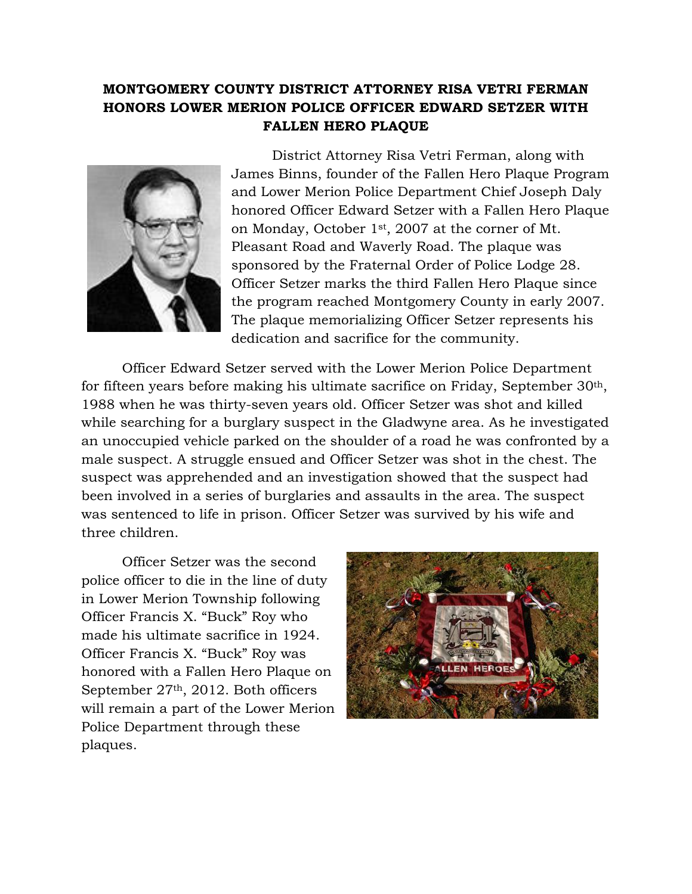# MONTGOMERY COUNTY DISTRICT ATTORNEY RISA VETRI FERMAN HONORS LOWER MERION POLICE OFFICER EDWARD SETZER WITH FALLEN HERO PLAQUE

District Attorney Risa Vetri Ferman, along with James Binns, founder of the Fallen Hero Plaque Program and Lower Merion Police Department Chief Joseph Daly honored Officer Edward Setzer with a Fallen Hero Plaque on Monday, October 1st, 2007 at the corner of Mt. Pleasant Road and Waverly Road. The plaque was sponsored by the Fraternal Order of Police Lodge 28. Officer Setzer marks the third Fallen Hero Plaque since the program reached Montgomery County in early 2007. The plaque memorializing Officer Setzer represents his dedication and sacrifice for the community.

Officer Edward Setzer served with the Lower Merion Police Department for fifteen years before making his ultimate sacrifice on Friday, September 30th, 1988 when he was thirty-seven years old. Officer Setzer was shot and killed while searching for a burglary suspect in the Gladwyne area. As he investigated an unoccupied vehicle parked on the shoulder of a road he was confronted by a male suspect. A struggle ensued and Officer Setzer was shot in the chest. The suspect was apprehended and an investigation showed that the suspect had been involved in a series of burglaries and assaults in the area. The suspect was sentenced to life in prison. Officer Setzer was survived by his wife and three children.

Officer Setzer was the second police officer to die in the line of duty in Lower Merion Township following Officer Francis X. "Buck" Roy who made his ultimate sacrifice in 1924. Officer Francis X. "Buck" Roy was honored with a Fallen Hero Plaque on September 27th, 2012. Both officers will remain a part of the Lower Merion Police Department through these plaques.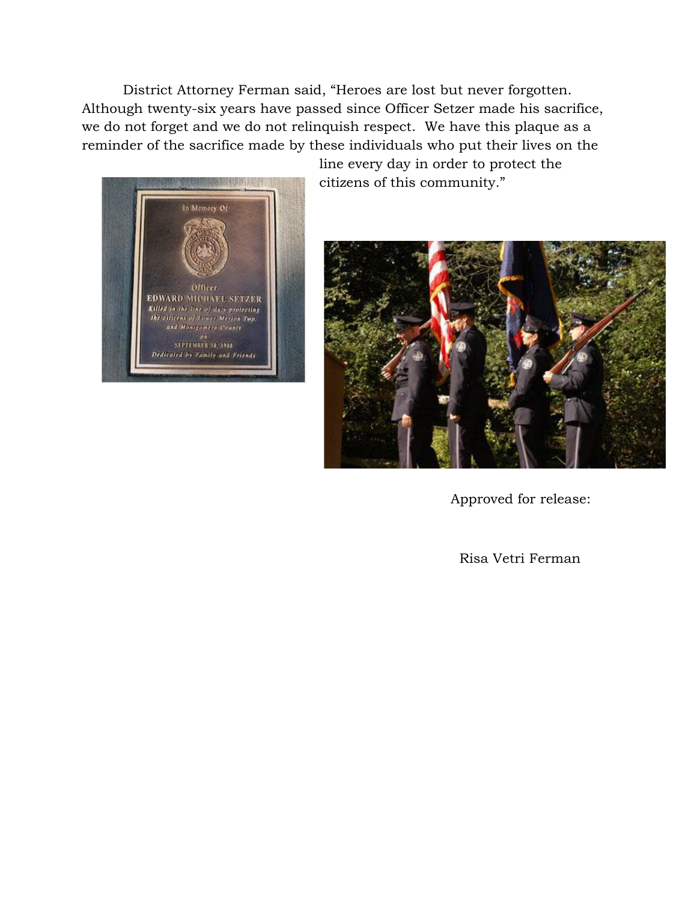District Attorney Ferman said, "Heroes are lost but never forgotten. Although twenty-six years have passed since Officer Setzer made his sacrifice, we do not forget and we do not relinquish respect. We have this plaque as a reminder of the sacrifice made by these individuals who put their lives on the line every day in order to protect the citizens of this community."

Approved for release:

Risa Vetri Ferman